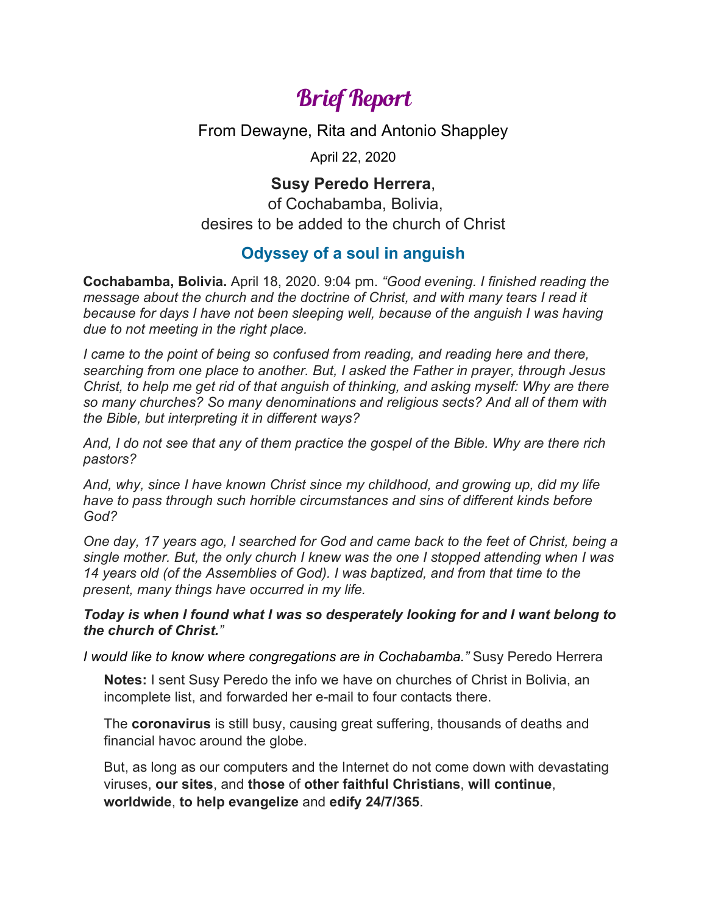# Brief Report

From Dewayne, Rita and Antonio Shappley

April 22, 2020

**Susy Peredo Herrera**,
of Cochabamba, Bolivia,
desires to be added to the church of Christ

## Odyssey of a soul in anguish

**Cochabamba, Bolivia.** April 18, 2020. 9:04 pm. *"Good evening. I finished reading the message about the church and the doctrine of Christ, and with many tears I read it because for days I have not been sleeping well, because of the anguish I was having due to not meeting in the right place.*

*I came to the point of being so confused from reading, and reading here and there, searching from one place to another. But, I asked the Father in prayer, through Jesus Christ, to help me get rid of that anguish of thinking, and asking myself: Why are there so many churches? So many denominations and religious sects? And all of them with the Bible, but interpreting it in different ways?*

*And, I do not see that any of them practice the gospel of the Bible. Why are there rich pastors?*

*And, why, since I have known Christ since my childhood, and growing up, did my life have to pass through such horrible circumstances and sins of different kinds before God?*

*One day, 17 years ago, I searched for God and came back to the feet of Christ, being a single mother. But, the only church I knew was the one I stopped attending when I was 14 years old (of the Assemblies of God). I was baptized, and from that time to the present, many things have occurred in my life.*

***Today is when I found what I was so desperately looking for and I want belong to the church of Christ.****"*

*I would like to know where congregations are in Cochabamba."* Susy Peredo Herrera

> **Notes:** I sent Susy Peredo the info we have on churches of Christ in Bolivia, an incomplete list, and forwarded her e-mail to four contacts there.
>
> The **coronavirus** is still busy, causing great suffering, thousands of deaths and financial havoc around the globe.
>
> But, as long as our computers and the Internet do not come down with devastating viruses, **our sites**, and **those** of **other faithful Christians**, **will continue**, **worldwide**, **to help evangelize** and **edify 24/7/365**.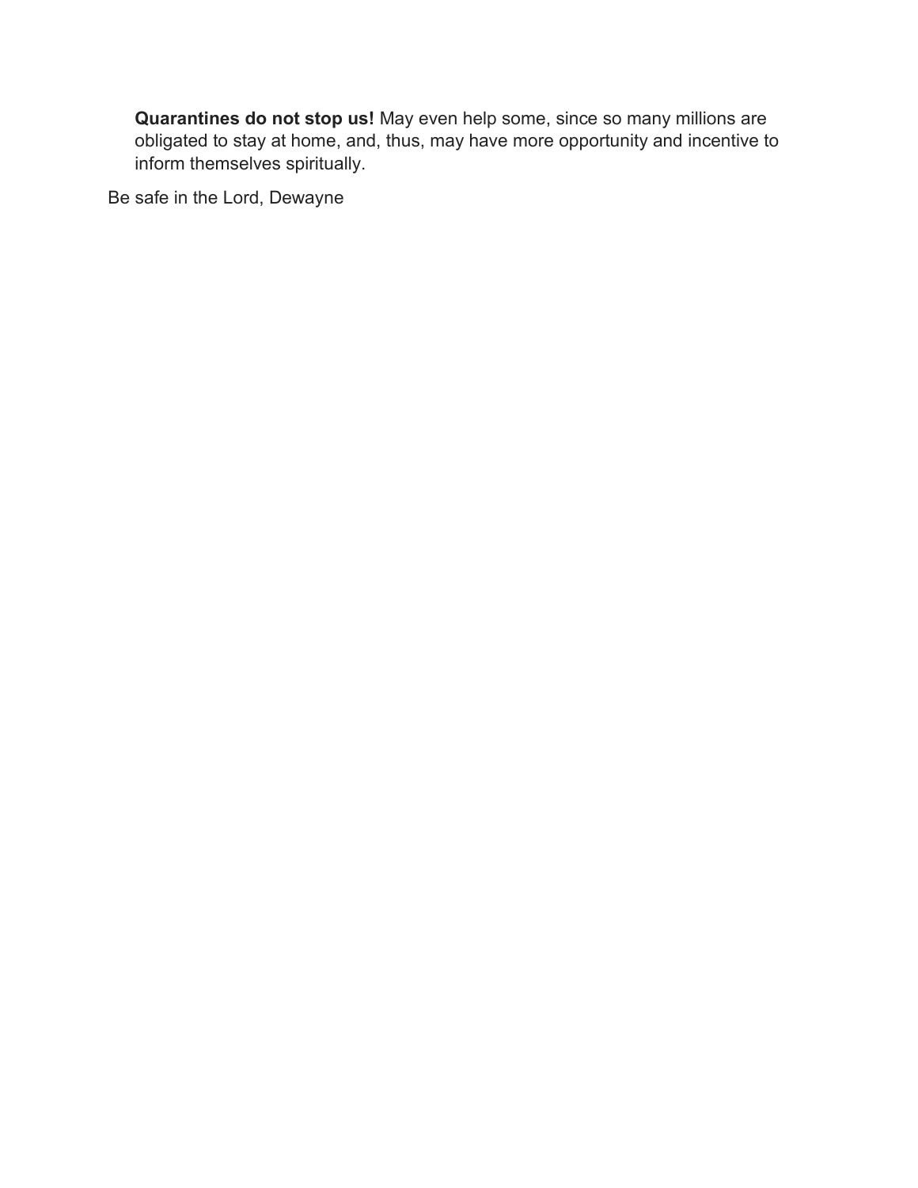> **Quarantines do not stop us!** May even help some, since so many millions are obligated to stay at home, and, thus, may have more opportunity and incentive to inform themselves spiritually.

Be safe in the Lord, Dewayne